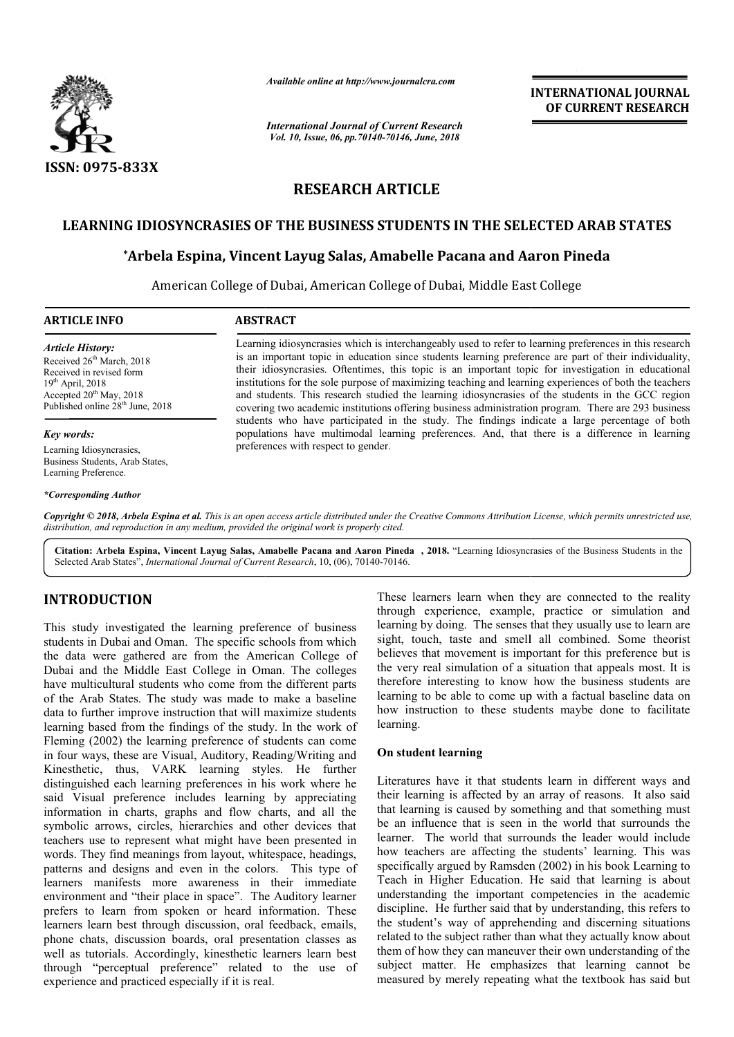**INTERNATIONAL JOURNAL OF CURRENT RESEARCH**

ISSN: 0975-833X

*Available online at http://www.journalcra.com*

*International Journal of Current Research*
*Vol. 10, Issue, 06, pp.70140-70146, June, 2018*

# RESEARCH ARTICLE

## LEARNING IDIOSYNCRASIES OF THE BUSINESS STUDENTS IN THE SELECTED ARAB STATES

**\*Arbela Espina, Vincent Layug Salas, Amabelle Pacana and Aaron Pineda**

American College of Dubai, American College of Dubai, Middle East College

**ARTICLE INFO**

*Article History:*
Received 26th March, 2018
Received in revised form
19th April, 2018
Accepted 20th May, 2018
Published online 28th June, 2018

*Key words:*
Learning Idiosyncrasies, Business Students, Arab States, Learning Preference.

*\*Corresponding Author*

**ABSTRACT**

Learning idiosyncrasies which is interchangeably used to refer to learning preferences in this research is an important topic in education since students learning preference are part of their individuality, their idiosyncrasies. Oftentimes, this topic is an important topic for investigation in educational institutions for the sole purpose of maximizing teaching and learning experiences of both the teachers and students. This research studied the learning idiosyncrasies of the students in the GCC region covering two academic institutions offering business administration program. There are 293 business students who have participated in the study. The findings indicate a large percentage of both populations have multimodal learning preferences. And, that there is a difference in learning preferences with respect to gender.

*Copyright © 2018, Arbela Espina et al. This is an open access article distributed under the Creative Commons Attribution License, which permits unrestricted use, distribution, and reproduction in any medium, provided the original work is properly cited.*

**Citation: Arbela Espina, Vincent Layug Salas, Amabelle Pacana and Aaron Pineda , 2018.** "Learning Idiosyncrasies of the Business Students in the Selected Arab States", *International Journal of Current Research*, 10, (06), 70140-70146.

# INTRODUCTION

This study investigated the learning preference of business students in Dubai and Oman. The specific schools from which the data were gathered are from the American College of Dubai and the Middle East College in Oman. The colleges have multicultural students who come from the different parts of the Arab States. The study was made to make a baseline data to further improve instruction that will maximize students learning based from the findings of the study. In the work of Fleming (2002) the learning preference of students can come in four ways, these are Visual, Auditory, Reading/Writing and Kinesthetic, thus, VARK learning styles. He further distinguished each learning preferences in his work where he said Visual preference includes learning by appreciating information in charts, graphs and flow charts, and all the symbolic arrows, circles, hierarchies and other devices that teachers use to represent what might have been presented in words. They find meanings from layout, whitespace, headings, patterns and designs and even in the colors. This type of learners manifests more awareness in their immediate environment and "their place in space". The Auditory learner prefers to learn from spoken or heard information. These learners learn best through discussion, oral feedback, emails, phone chats, discussion boards, oral presentation classes as well as tutorials. Accordingly, kinesthetic learners learn best through "perceptual preference" related to the use of experience and practiced especially if it is real. These learners learn when they are connected to the reality through experience, example, practice or simulation and learning by doing. The senses that they usually use to learn are sight, touch, taste and smell all combined. Some theorist believes that movement is important for this preference but is the very real simulation of a situation that appeals most. It is therefore interesting to know how the business students are learning to be able to come up with a factual baseline data on how instruction to these students maybe done to facilitate learning.

### On student learning

Literatures have it that students learn in different ways and their learning is affected by an array of reasons. It also said that learning is caused by something and that something must be an influence that is seen in the world that surrounds the learner. The world that surrounds the leader would include how teachers are affecting the students' learning. This was specifically argued by Ramsden (2002) in his book Learning to Teach in Higher Education. He said that learning is about understanding the important competencies in the academic discipline. He further said that by understanding, this refers to the student's way of apprehending and discerning situations related to the subject rather than what they actually know about them of how they can maneuver their own understanding of the subject matter. He emphasizes that learning cannot be measured by merely repeating what the textbook has said but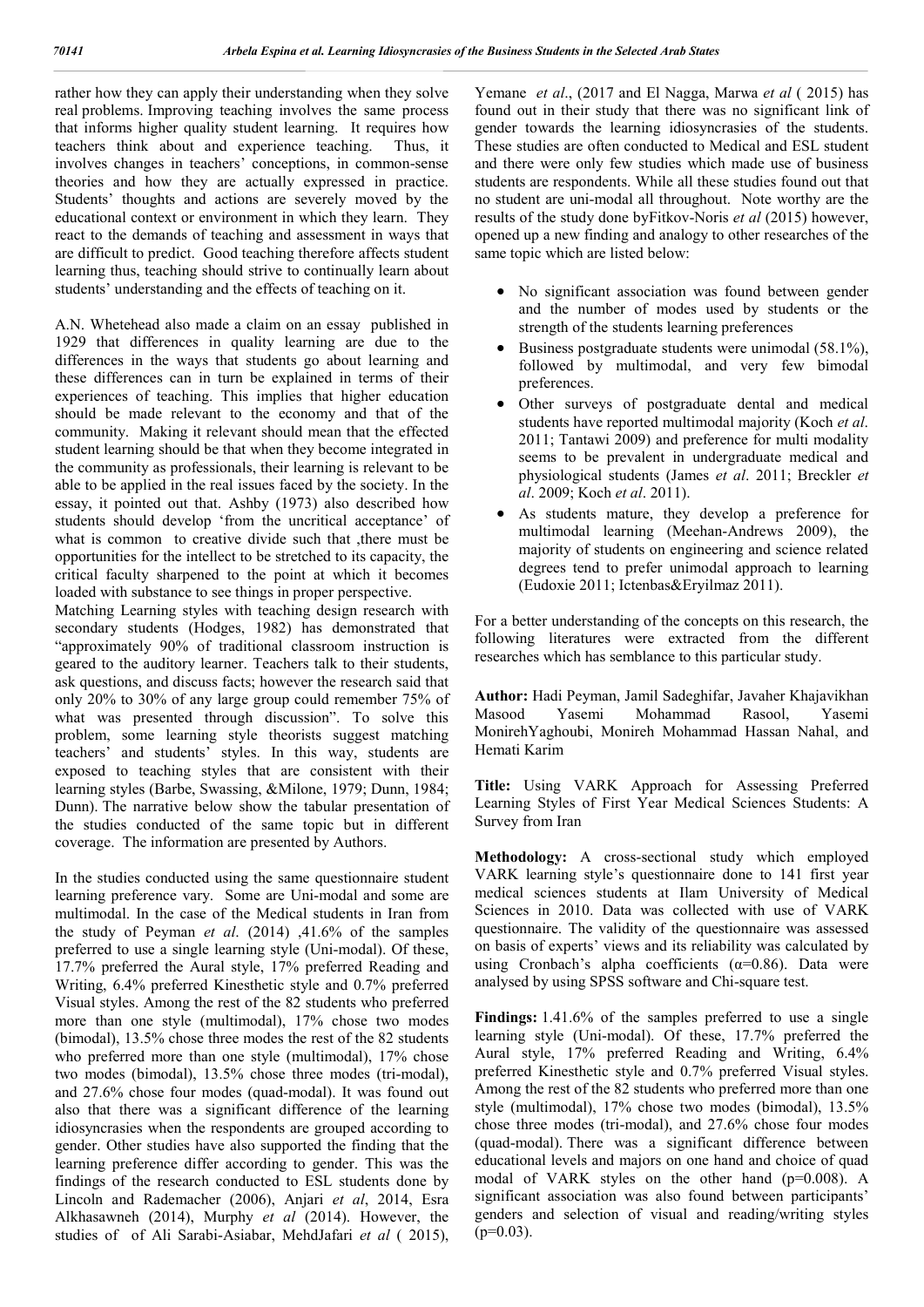rather how they can apply their understanding when they solve real problems. Improving teaching involves the same process that informs higher quality student learning. It requires how teachers think about and experience teaching. Thus, it involves changes in teachers' conceptions, in common-sense theories and how they are actually expressed in practice. Students' thoughts and actions are severely moved by the educational context or environment in which they learn. They react to the demands of teaching and assessment in ways that are difficult to predict. Good teaching therefore affects student learning thus, teaching should strive to continually learn about students' understanding and the effects of teaching on it.

A.N. Whetehead also made a claim on an essay published in 1929 that differences in quality learning are due to the differences in the ways that students go about learning and these differences can in turn be explained in terms of their experiences of teaching. This implies that higher education should be made relevant to the economy and that of the community. Making it relevant should mean that the effected student learning should be that when they become integrated in the community as professionals, their learning is relevant to be able to be applied in the real issues faced by the society. In the essay, it pointed out that. Ashby (1973) also described how students should develop 'from the uncritical acceptance' of what is common to creative divide such that ,there must be opportunities for the intellect to be stretched to its capacity, the critical faculty sharpened to the point at which it becomes loaded with substance to see things in proper perspective.

Matching Learning styles with teaching design research with secondary students (Hodges, 1982) has demonstrated that "approximately 90% of traditional classroom instruction is geared to the auditory learner. Teachers talk to their students, ask questions, and discuss facts; however the research said that only 20% to 30% of any large group could remember 75% of what was presented through discussion". To solve this problem, some learning style theorists suggest matching teachers' and students' styles. In this way, students are exposed to teaching styles that are consistent with their learning styles (Barbe, Swassing, &Milone, 1979; Dunn, 1984; Dunn). The narrative below show the tabular presentation of the studies conducted of the same topic but in different coverage. The information are presented by Authors.

In the studies conducted using the same questionnaire student learning preference vary. Some are Uni-modal and some are multimodal. In the case of the Medical students in Iran from the study of Peyman *et al*. (2014) ,41.6% of the samples preferred to use a single learning style (Uni-modal). Of these, 17.7% preferred the Aural style, 17% preferred Reading and Writing, 6.4% preferred Kinesthetic style and 0.7% preferred Visual styles. Among the rest of the 82 students who preferred more than one style (multimodal), 17% chose two modes (bimodal), 13.5% chose three modes the rest of the 82 students who preferred more than one style (multimodal), 17% chose two modes (bimodal), 13.5% chose three modes (tri-modal), and 27.6% chose four modes (quad-modal). It was found out also that there was a significant difference of the learning idiosyncrasies when the respondents are grouped according to gender. Other studies have also supported the finding that the learning preference differ according to gender. This was the findings of the research conducted to ESL students done by Lincoln and Rademacher (2006), Anjari *et al*, 2014, Esra Alkhasawneh (2014), Murphy *et al* (2014). However, the studies of of Ali Sarabi-Asiabar, MehdJafari *et al* ( 2015), Yemane *et al*., (2017 and El Nagga, Marwa *et al* ( 2015) has found out in their study that there was no significant link of gender towards the learning idiosyncrasies of the students. These studies are often conducted to Medical and ESL student and there were only few studies which made use of business students are respondents. While all these studies found out that no student are uni-modal all throughout. Note worthy are the results of the study done byFitkov-Noris *et al* (2015) however, opened up a new finding and analogy to other researches of the same topic which are listed below:

- No significant association was found between gender and the number of modes used by students or the strength of the students learning preferences
- Business postgraduate students were unimodal (58.1%), followed by multimodal, and very few bimodal preferences.
- Other surveys of postgraduate dental and medical students have reported multimodal majority (Koch *et al*. 2011; Tantawi 2009) and preference for multi modality seems to be prevalent in undergraduate medical and physiological students (James *et al*. 2011; Breckler *et al*. 2009; Koch *et al*. 2011).
- As students mature, they develop a preference for multimodal learning (Meehan-Andrews 2009), the majority of students on engineering and science related degrees tend to prefer unimodal approach to learning (Eudoxie 2011; Ictenbas&Eryilmaz 2011).

For a better understanding of the concepts on this research, the following literatures were extracted from the different researches which has semblance to this particular study.

**Author:** Hadi Peyman, Jamil Sadeghifar, Javaher Khajavikhan Masood Yasemi Mohammad Rasool, Yasemi MonirehYaghoubi, Monireh Mohammad Hassan Nahal, and Hemati Karim

**Title:** Using VARK Approach for Assessing Preferred Learning Styles of First Year Medical Sciences Students: A Survey from Iran

**Methodology:** A cross-sectional study which employed VARK learning style's questionnaire done to 141 first year medical sciences students at Ilam University of Medical Sciences in 2010. Data was collected with use of VARK questionnaire. The validity of the questionnaire was assessed on basis of experts' views and its reliability was calculated by using Cronbach's alpha coefficients ($\alpha$=0.86). Data were analysed by using SPSS software and Chi-square test.

**Findings:** 1.41.6% of the samples preferred to use a single learning style (Uni-modal). Of these, 17.7% preferred the Aural style, 17% preferred Reading and Writing, 6.4% preferred Kinesthetic style and 0.7% preferred Visual styles. Among the rest of the 82 students who preferred more than one style (multimodal), 17% chose two modes (bimodal), 13.5% chose three modes (tri-modal), and 27.6% chose four modes (quad-modal). There was a significant difference between educational levels and majors on one hand and choice of quad modal of VARK styles on the other hand ($p$=0.008). A significant association was also found between participants' genders and selection of visual and reading/writing styles ($p$=0.03).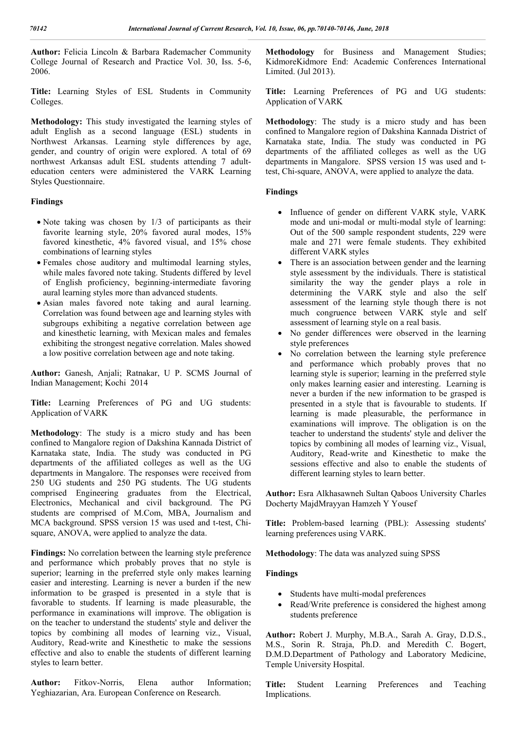**Author:** Felicia Lincoln & Barbara Rademacher Community College Journal of Research and Practice Vol. 30, Iss. 5-6, 2006.

**Title:** Learning Styles of ESL Students in Community Colleges.

**Methodology:** This study investigated the learning styles of adult English as a second language (ESL) students in Northwest Arkansas. Learning style differences by age, gender, and country of origin were explored. A total of 69 northwest Arkansas adult ESL students attending 7 adult-education centers were administered the VARK Learning Styles Questionnaire.

**Findings**

- Note taking was chosen by 1/3 of participants as their favorite learning style, 20% favored aural modes, 15% favored kinesthetic, 4% favored visual, and 15% chose combinations of learning styles
- Females chose auditory and multimodal learning styles, while males favored note taking. Students differed by level of English proficiency, beginning-intermediate favoring aural learning styles more than advanced students.
- Asian males favored note taking and aural learning. Correlation was found between age and learning styles with subgroups exhibiting a negative correlation between age and kinesthetic learning, with Mexican males and females exhibiting the strongest negative correlation. Males showed a low positive correlation between age and note taking.

**Author:** Ganesh, Anjali; Ratnakar, U P. SCMS Journal of Indian Management; Kochi 2014

**Title:** Learning Preferences of PG and UG students: Application of VARK

**Methodology**: The study is a micro study and has been confined to Mangalore region of Dakshina Kannada District of Karnataka state, India. The study was conducted in PG departments of the affiliated colleges as well as the UG departments in Mangalore. The responses were received from 250 UG students and 250 PG students. The UG students comprised Engineering graduates from the Electrical, Electronics, Mechanical and civil background. The PG students are comprised of M.Com, MBA, Journalism and MCA background. SPSS version 15 was used and t-test, Chi-square, ANOVA, were applied to analyze the data.

**Findings:** No correlation between the learning style preference and performance which probably proves that no style is superior; learning in the preferred style only makes learning easier and interesting. Learning is never a burden if the new information to be grasped is presented in a style that is favorable to students. If learning is made pleasurable, the performance in examinations will improve. The obligation is on the teacher to understand the students' style and deliver the topics by combining all modes of learning viz., Visual, Auditory, Read-write and Kinesthetic to make the sessions effective and also to enable the students of different learning styles to learn better.

**Author:** Fitkov-Norris, Elena author Information; Yeghiazarian, Ara. European Conference on Research. **Methodology** for Business and Management Studies; KidmoreKidmore End: Academic Conferences International Limited. (Jul 2013).

**Title:** Learning Preferences of PG and UG students: Application of VARK

**Methodology**: The study is a micro study and has been confined to Mangalore region of Dakshina Kannada District of Karnataka state, India. The study was conducted in PG departments of the affiliated colleges as well as the UG departments in Mangalore. SPSS version 15 was used and t-test, Chi-square, ANOVA, were applied to analyze the data.

**Findings**

- Influence of gender on different VARK style, VARK mode and uni-modal or multi-modal style of learning: Out of the 500 sample respondent students, 229 were male and 271 were female students. They exhibited different VARK styles
- There is an association between gender and the learning style assessment by the individuals. There is statistical similarity the way the gender plays a role in determining the VARK style and also the self assessment of the learning style though there is not much congruence between VARK style and self assessment of learning style on a real basis.
- No gender differences were observed in the learning style preferences
- No correlation between the learning style preference and performance which probably proves that no learning style is superior; learning in the preferred style only makes learning easier and interesting. Learning is never a burden if the new information to be grasped is presented in a style that is favourable to students. If learning is made pleasurable, the performance in examinations will improve. The obligation is on the teacher to understand the students' style and deliver the topics by combining all modes of learning viz., Visual, Auditory, Read-write and Kinesthetic to make the sessions effective and also to enable the students of different learning styles to learn better.

**Author:** Esra Alkhasawneh Sultan Qaboos University Charles Docherty MajdMrayyan Hamzeh Y Yousef

**Title:** Problem-based learning (PBL): Assessing students' learning preferences using VARK.

**Methodology**: The data was analyzed suing SPSS

**Findings**

- Students have multi-modal preferences
- Read/Write preference is considered the highest among students preference

**Author:** Robert J. Murphy, M.B.A., Sarah A. Gray, D.D.S., M.S., Sorin R. Straja, Ph.D. and Meredith C. Bogert, D.M.D.Department of Pathology and Laboratory Medicine, Temple University Hospital.

**Title:** Student Learning Preferences and Teaching Implications.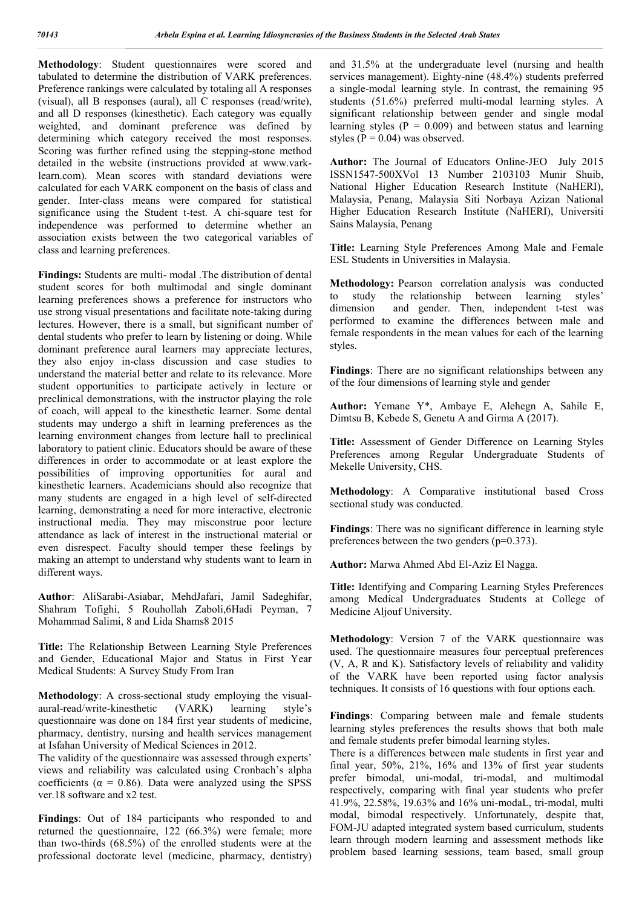**Methodology**: Student questionnaires were scored and tabulated to determine the distribution of VARK preferences. Preference rankings were calculated by totaling all A responses (visual), all B responses (aural), all C responses (read/write), and all D responses (kinesthetic). Each category was equally weighted, and dominant preference was defined by determining which category received the most responses. Scoring was further refined using the stepping-stone method detailed in the website (instructions provided at www.vark-learn.com). Mean scores with standard deviations were calculated for each VARK component on the basis of class and gender. Inter-class means were compared for statistical significance using the Student t-test. A chi-square test for independence was performed to determine whether an association exists between the two categorical variables of class and learning preferences.

**Findings:** Students are multi- modal .The distribution of dental student scores for both multimodal and single dominant learning preferences shows a preference for instructors who use strong visual presentations and facilitate note-taking during lectures. However, there is a small, but significant number of dental students who prefer to learn by listening or doing. While dominant preference aural learners may appreciate lectures, they also enjoy in-class discussion and case studies to understand the material better and relate to its relevance. More student opportunities to participate actively in lecture or preclinical demonstrations, with the instructor playing the role of coach, will appeal to the kinesthetic learner. Some dental students may undergo a shift in learning preferences as the learning environment changes from lecture hall to preclinical laboratory to patient clinic. Educators should be aware of these differences in order to accommodate or at least explore the possibilities of improving opportunities for aural and kinesthetic learners. Academicians should also recognize that many students are engaged in a high level of self-directed learning, demonstrating a need for more interactive, electronic instructional media. They may misconstrue poor lecture attendance as lack of interest in the instructional material or even disrespect. Faculty should temper these feelings by making an attempt to understand why students want to learn in different ways.

**Author**: AliSarabi-Asiabar, MehdJafari, Jamil Sadeghifar, Shahram Tofighi, 5 Rouhollah Zaboli,6Hadi Peyman, 7 Mohammad Salimi, 8 and Lida Shams8 2015

**Title:** The Relationship Between Learning Style Preferences and Gender, Educational Major and Status in First Year Medical Students: A Survey Study From Iran

**Methodology**: A cross-sectional study employing the visual-aural-read/write-kinesthetic (VARK) learning style's questionnaire was done on 184 first year students of medicine, pharmacy, dentistry, nursing and health services management at Isfahan University of Medical Sciences in 2012.
The validity of the questionnaire was assessed through experts' views and reliability was calculated using Cronbach's alpha coefficients ($\alpha = 0.86$). Data were analyzed using the SPSS ver.18 software and x2 test.

**Findings**: Out of 184 participants who responded to and returned the questionnaire, 122 (66.3%) were female; more than two-thirds (68.5%) of the enrolled students were at the professional doctorate level (medicine, pharmacy, dentistry) and 31.5% at the undergraduate level (nursing and health services management). Eighty-nine (48.4%) students preferred a single-modal learning style. In contrast, the remaining 95 students (51.6%) preferred multi-modal learning styles. A significant relationship between gender and single modal learning styles ($P = 0.009$) and between status and learning styles ($P = 0.04$) was observed.

**Author:** The Journal of Educators Online-JEO July 2015 ISSN1547-500XVol 13 Number 2103103 Munir Shuib, National Higher Education Research Institute (NaHERI), Malaysia, Penang, Malaysia Siti Norbaya Azizan National Higher Education Research Institute (NaHERI), Universiti Sains Malaysia, Penang

**Title:** Learning Style Preferences Among Male and Female ESL Students in Universities in Malaysia.

**Methodology:** Pearson correlation analysis was conducted to study the relationship between learning styles' dimension and gender. Then, independent t-test was performed to examine the differences between male and female respondents in the mean values for each of the learning styles.

**Findings**: There are no significant relationships between any of the four dimensions of learning style and gender

**Author:** Yemane Y*, Ambaye E, Alehegn A, Sahile E, Dimtsu B, Kebede S, Genetu A and Girma A (2017).

**Title:** Assessment of Gender Difference on Learning Styles Preferences among Regular Undergraduate Students of Mekelle University, CHS.

**Methodology**: A Comparative institutional based Cross sectional study was conducted.

**Findings**: There was no significant difference in learning style preferences between the two genders ($p=0.373$).

**Author:** Marwa Ahmed Abd El-Aziz El Nagga.

**Title:** Identifying and Comparing Learning Styles Preferences among Medical Undergraduates Students at College of Medicine Aljouf University.

**Methodology**: Version 7 of the VARK questionnaire was used. The questionnaire measures four perceptual preferences (V, A, R and K). Satisfactory levels of reliability and validity of the VARK have been reported using factor analysis techniques. It consists of 16 questions with four options each.

**Findings**: Comparing between male and female students learning styles preferences the results shows that both male and female students prefer bimodal learning styles.
There is a differences between male students in first year and final year, 50%, 21%, 16% and 13% of first year students prefer bimodal, uni-modal, tri-modal, and multimodal respectively, comparing with final year students who prefer 41.9%, 22.58%, 19.63% and 16% uni-modaL, tri-modal, multi modal, bimodal respectively. Unfortunately, despite that, FOM-JU adapted integrated system based curriculum, students learn through modern learning and assessment methods like problem based learning sessions, team based, small group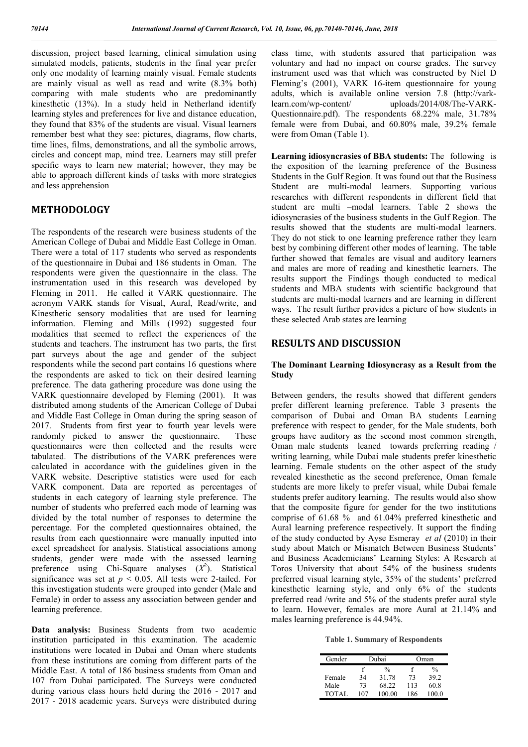discussion, project based learning, clinical simulation using simulated models, patients, students in the final year prefer only one modality of learning mainly visual. Female students are mainly visual as well as read and write (8.3% both) comparing with male students who are predominantly kinesthetic (13%). In a study held in Netherland identify learning styles and preferences for live and distance education, they found that 83% of the students are visual. Visual learners remember best what they see: pictures, diagrams, flow charts, time lines, films, demonstrations, and all the symbolic arrows, circles and concept map, mind tree. Learners may still prefer specific ways to learn new material; however, they may be able to approach different kinds of tasks with more strategies and less apprehension

## METHODOLOGY

The respondents of the research were business students of the American College of Dubai and Middle East College in Oman. There were a total of 117 students who served as respondents of the questionnaire in Dubai and 186 students in Oman. The respondents were given the questionnaire in the class. The instrumentation used in this research was developed by Fleming in 2011. He called it VARK questionnaire. The acronym VARK stands for Visual, Aural, Read/write, and Kinesthetic sensory modalities that are used for learning information. Fleming and Mills (1992) suggested four modalities that seemed to reflect the experiences of the students and teachers. The instrument has two parts, the first part surveys about the age and gender of the subject respondents while the second part contains 16 questions where the respondents are asked to tick on their desired learning preference. The data gathering procedure was done using the VARK questionnaire developed by Fleming (2001). It was distributed among students of the American College of Dubai and Middle East College in Oman during the spring season of 2017. Students from first year to fourth year levels were randomly picked to answer the questionnaire. These questionnaires were then collected and the results were tabulated. The distributions of the VARK preferences were calculated in accordance with the guidelines given in the VARK website. Descriptive statistics were used for each VARK component. Data are reported as percentages of students in each category of learning style preference. The number of students who preferred each mode of learning was divided by the total number of responses to determine the percentage. For the completed questionnaires obtained, the results from each questionnaire were manually inputted into excel spreadsheet for analysis. Statistical associations among students, gender were made with the assessed learning preference using Chi-Square analyses ($X^2$). Statistical significance was set at $p < 0.05$. All tests were 2-tailed. For this investigation students were grouped into gender (Male and Female) in order to assess any association between gender and learning preference.

**Data analysis:** Business Students from two academic institution participated in this examination. The academic institutions were located in Dubai and Oman where students from these institutions are coming from different parts of the Middle East. A total of 186 business students from Oman and 107 from Dubai participated. The Surveys were conducted during various class hours held during the 2016 - 2017 and 2017 - 2018 academic years. Surveys were distributed during class time, with students assured that participation was voluntary and had no impact on course grades. The survey instrument used was that which was constructed by Niel D Fleming's (2001), VARK 16-item questionnaire for young adults, which is available online version 7.8 (http://vark-learn.com/wp-content/ uploads/2014/08/The-VARK-Questionnaire.pdf). The respondents 68.22% male, 31.78% female were from Dubai, and 60.80% male, 39.2% female were from Oman (Table 1).

**Learning idiosyncrasies of BBA students:** The following is the exposition of the learning preference of the Business Students in the Gulf Region. It was found out that the Business Student are multi-modal learners. Supporting various researches with different respondents in different field that student are multi –modal learners. Table 2 shows the idiosyncrasies of the business students in the Gulf Region. The results showed that the students are multi-modal learners. They do not stick to one learning preference rather they learn best by combining different other modes of learning. The table further showed that females are visual and auditory learners and males are more of reading and kinesthetic learners. The results support the Findings though conducted to medical students and MBA students with scientific background that students are multi-modal learners and are learning in different ways. The result further provides a picture of how students in these selected Arab states are learning

## RESULTS AND DISCUSSION

### The Dominant Learning Idiosyncrasy as a Result from the Study

Between genders, the results showed that different genders prefer different learning preference. Table 3 presents the comparison of Dubai and Oman BA students Learning preference with respect to gender, for the Male students, both groups have auditory as the second most common strength, Oman male students leaned towards preferring reading / writing learning, while Dubai male students prefer kinesthetic learning. Female students on the other aspect of the study revealed kinesthetic as the second preference, Oman female students are more likely to prefer visual, while Dubai female students prefer auditory learning. The results would also show that the composite figure for gender for the two institutions comprise of 61.68 % and 61.04% preferred kinesthetic and Aural learning preference respectively. It support the finding of the study conducted by Ayse Esmeray *et al* (2010) in their study about Match or Mismatch Between Business Students' and Business Academicians' Learning Styles: A Research at Toros University that about 54% of the business students preferred visual learning style, 35% of the students' preferred kinesthetic learning style, and only 6% of the students preferred read /write and 5% of the students prefer aural style to learn. However, females are more Aural at 21.14% and males learning preference is 44.94%.

**Table 1. Summary of Respondents**

| Gender | Dubai | | Oman | |
|---|---|---|---|---|
| | f | % | f | % |
| Female | 34 | 31.78 | 73 | 39.2 |
| Male | 73 | 68.22 | 113 | 60.8 |
| TOTAL | 107 | 100.00 | 186 | 100.0 |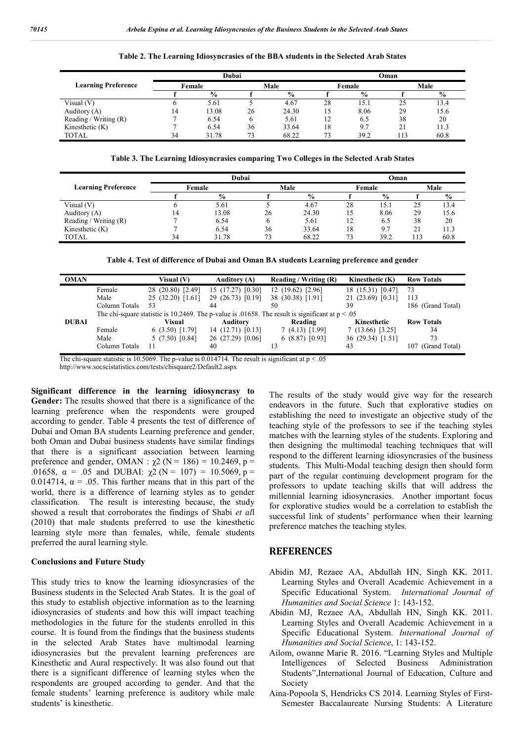**Table 2. The Learning Idiosyncrasies of the BBA students in the Selected Arab States**

| Learning Preference | Dubai | | | | Oman | | | |
|---|---|---|---|---|---|---|---|---|
| | Female | | Male | | Female | | Male | |
| | f | % | f | % | f | % | f | % |
| Visual (V) | 6 | 5.61 | 5 | 4.67 | 28 | 15.1 | 25 | 13.4 |
| Auditory (A) | 14 | 13.08 | 26 | 24.30 | 15 | 8.06 | 29 | 15.6 |
| Reading / Writing (R) | 7 | 6.54 | 6 | 5.61 | 12 | 6.5 | 38 | 20 |
| Kinesthetic (K) | 7 | 6.54 | 36 | 33.64 | 18 | 9.7 | 21 | 11.3 |
| TOTAL | 34 | 31.78 | 73 | 68.22 | 73 | 39.2 | 113 | 60.8 |

**Table 3. The Learning Idiosyncrasies comparing Two Colleges in the Selected Arab States**

| Learning Preference | Dubai | | | | Oman | | | |
|---|---|---|---|---|---|---|---|---|
| | Female | | Male | | Female | | Male | |
| | f | % | f | % | f | % | f | % |
| Visual (V) | 6 | 5.61 | 5 | 4.67 | 28 | 15.1 | 25 | 13.4 |
| Auditory (A) | 14 | 13.08 | 26 | 24.30 | 15 | 8.06 | 29 | 15.6 |
| Reading / Writing (R) | 7 | 6.54 | 6 | 5.61 | 12 | 6.5 | 38 | 20 |
| Kinesthetic (K) | 7 | 6.54 | 36 | 33.64 | 18 | 9.7 | 21 | 11.3 |
| TOTAL | 34 | 31.78 | 73 | 68.22 | 73 | 39.2 | 113 | 60.8 |

**Table 4. Test of difference of Dubai and Oman BA students Learning preference and gender**

| OMAN | | Visual (V) | Auditory (A) | Reading / Writing (R) | Kinesthetic (K) | Row Totals |
|---|---|---|---|---|---|---|
| | Female | 28 (20.80) [2.49] | 15 (17.27) [0.30] | 12 (19.62) [2.96] | 18 (15.31) [0.47] | 73 |
| | Male | 25 (32.20) [1.61] | 29 (26.73) [0.19] | 38 (30.38) [1.91] | 21 (23.69) [0.31] | 113 |
| | Column Totals | 53 | 44 | 50 | 39 | 186 (Grand Total) |
| | The chi-square statistic is 10.2469. The p-value is .01658. The result is significant at p < .05 | | | | | |
| **DUBAI** | | **Visual** | **Auditory** | **Reading** | **Kinesthetic** | **Row Totals** |
| | Female | 6 (3.50) [1.79] | 14 (12.71) [0.13] | 7 (4.13) [1.99] | 7 (13.66) [3.25] | 34 |
| | Male | 5 (7.50) [0.84] | 26 (27.29) [0.06] | 6 (8.87) [0.93] | 36 (29.34) [1.51] | 73 |
| | Column Totals | 11 | 40 | 13 | 43 | 107 (Grand Total) |

The chi-square statistic is 10.5069. The p-value is 0.014714. The result is significant at p < .05
http://www.socscistatistics.com/tests/chisquare2/Default2.aspx

**Significant difference in the learning idiosyncrasy to Gender:** The results showed that there is a significance of the learning preference when the respondents were grouped according to gender. Table 4 presents the test of difference of Dubai and Oman BA students Learning preference and gender, both Oman and Dubai business students have similar findings that there is a significant association between learning preference and gender, OMAN : $\chi2$ (N = 186) = 10.2469, p = .01658, $\alpha$ = .05 and DUBAI: $\chi2$ (N = 107) = 10.5069, p = 0.014714, $\alpha$ = .05. This further means that in this part of the world, there is a difference of learning styles as to gender classification. The result is interesting because, the study showed a result that corroborates the findings of Shabi *et al*l (2010) that male students preferred to use the kinesthetic learning style more than females, while, female students preferred the aural learning style.

### Conclusions and Future Study

This study tries to know the learning idiosyncrasies of the Business students in the Selected Arab States. It is the goal of this study to establish objective information as to the learning idiosyncrasies of students and how this will impact teaching methodologies in the future for the students enrolled in this course. It is found from the findings that the business students in the selected Arab States have multimodal learning idiosyncrasies but the prevalent learning preferences are Kinesthetic and Aural respectively. It was also found out that there is a significant difference of learning styles when the respondents are grouped according to gender. And that the female students' learning preference is auditory while male students' is kinesthetic.

The results of the study would give way for the research endeavors in the future. Such that explorative studies on establishing the need to investigate an objective study of the teaching style of the professors to see if the teaching styles matches with the learning styles of the students. Exploring and then designing the multimodal teaching techniques that will respond to the different learning idiosyncrasies of the business students. This Multi-Modal teaching design then should form part of the regular continuing development program for the professors to update teaching skills that will address the millennial learning idiosyncrasies. Another important focus for explorative studies would be a correlation to establish the successful link of students' performance when their learning preference matches the teaching styles.

## REFERENCES

Abidin MJ, Rezaee AA, Abdullah HN, Singh KK. 2011. Learning Styles and Overall Academic Achievement in a Specific Educational System. *International Journal of Humanities and Social Science* 1: 143-152.

Abidin MJ, Rezaee AA, Abdullah HN, Singh KK. 2011. Learning Styles and Overall Academic Achievement in a Specific Educational System. *International Journal of Humanities and Social Science*, 1: 143-152.

Ailom, owanne Marie R. 2016. "Learning Styles and Multiple Intelligences of Selected Business Administration Students",International Journal of Education, Culture and Society

Aina-Popoola S, Hendricks CS 2014. Learning Styles of First-Semester Baccalaureate Nursing Students: A Literature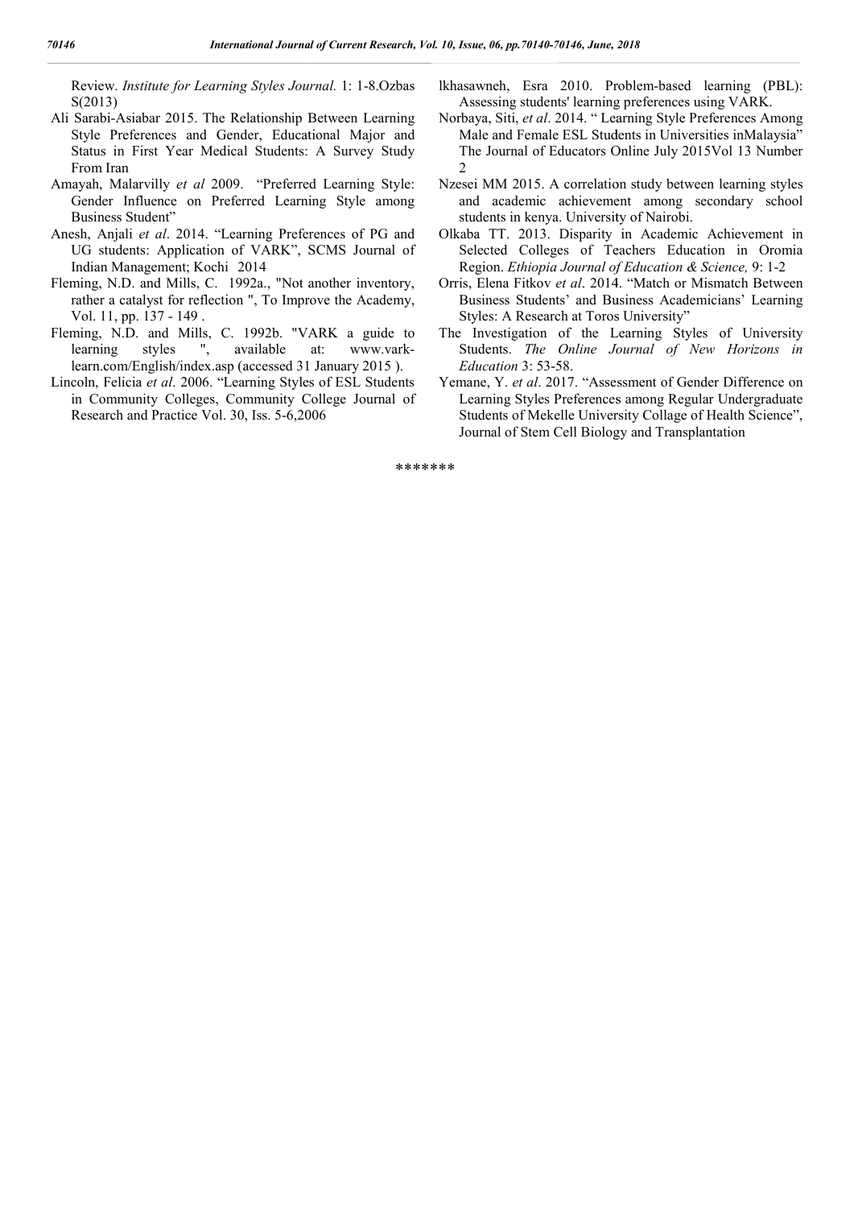Review. *Institute for Learning Styles Journal.* 1: 1-8.Ozbas S(2013)

Ali Sarabi-Asiabar 2015. The Relationship Between Learning Style Preferences and Gender, Educational Major and Status in First Year Medical Students: A Survey Study From Iran

Amayah, Malarvilly *et al* 2009. "Preferred Learning Style: Gender Influence on Preferred Learning Style among Business Student"

Anesh, Anjali *et al*. 2014. "Learning Preferences of PG and UG students: Application of VARK", SCMS Journal of Indian Management; Kochi 2014

Fleming, N.D. and Mills, C. 1992a., "Not another inventory, rather a catalyst for reflection ", To Improve the Academy, Vol. 11, pp. 137 - 149 .

Fleming, N.D. and Mills, C. 1992b. "VARK a guide to learning styles ", available at: www.vark-learn.com/English/index.asp (accessed 31 January 2015 ).

Lincoln, Felicia *et al*. 2006. "Learning Styles of ESL Students in Community Colleges, Community College Journal of Research and Practice Vol. 30, Iss. 5-6,2006

lkhasawneh, Esra 2010. Problem-based learning (PBL): Assessing students' learning preferences using VARK.

Norbaya, Siti, *et al*. 2014. " Learning Style Preferences Among Male and Female ESL Students in Universities inMalaysia" The Journal of Educators Online July 2015Vol 13 Number 2

Nzesei MM 2015. A correlation study between learning styles and academic achievement among secondary school students in kenya. University of Nairobi.

Olkaba TT. 2013. Disparity in Academic Achievement in Selected Colleges of Teachers Education in Oromia Region. *Ethiopia Journal of Education & Science,* 9: 1-2

Orris, Elena Fitkov *et al*. 2014. "Match or Mismatch Between Business Students' and Business Academicians' Learning Styles: A Research at Toros University"

The Investigation of the Learning Styles of University Students. *The Online Journal of New Horizons in Education* 3: 53-58.

Yemane, Y. *et al*. 2017. "Assessment of Gender Difference on Learning Styles Preferences among Regular Undergraduate Students of Mekelle University Collage of Health Science", Journal of Stem Cell Biology and Transplantation

*******